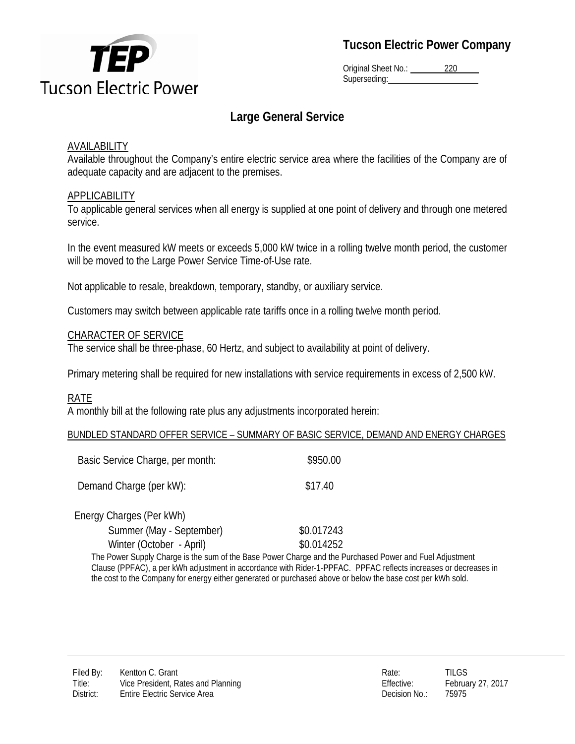**Tucson Electric Power Company**

Original Sheet No.: 220
Superseding:

# Large General Service

## AVAILABILITY

Available throughout the Company's entire electric service area where the facilities of the Company are of adequate capacity and are adjacent to the premises.

## APPLICABILITY

To applicable general services when all energy is supplied at one point of delivery and through one metered service.

In the event measured kW meets or exceeds 5,000 kW twice in a rolling twelve month period, the customer will be moved to the Large Power Service Time-of-Use rate.

Not applicable to resale, breakdown, temporary, standby, or auxiliary service.

Customers may switch between applicable rate tariffs once in a rolling twelve month period.

## CHARACTER OF SERVICE

The service shall be three-phase, 60 Hertz, and subject to availability at point of delivery.

Primary metering shall be required for new installations with service requirements in excess of 2,500 kW.

## RATE

A monthly bill at the following rate plus any adjustments incorporated herein:

### BUNDLED STANDARD OFFER SERVICE – SUMMARY OF BASIC SERVICE, DEMAND AND ENERGY CHARGES

| | |
|---|---|
| Basic Service Charge, per month: | $950.00 |
| Demand Charge (per kW): | $17.40 |
| Energy Charges (Per kWh) | |
| Summer (May - September) | $0.017243 |
| Winter (October - April) | $0.014252 |

The Power Supply Charge is the sum of the Base Power Charge and the Purchased Power and Fuel Adjustment Clause (PPFAC), a per kWh adjustment in accordance with Rider-1-PPFAC. PPFAC reflects increases or decreases in the cost to the Company for energy either generated or purchased above or below the base cost per kWh sold.

| | | | |
|---|---|---|---|
| Filed By: | Kentton C. Grant | Rate: | TILGS |
| Title: | Vice President, Rates and Planning | Effective: | February 27, 2017 |
| District: | Entire Electric Service Area | Decision No.: | 75975 |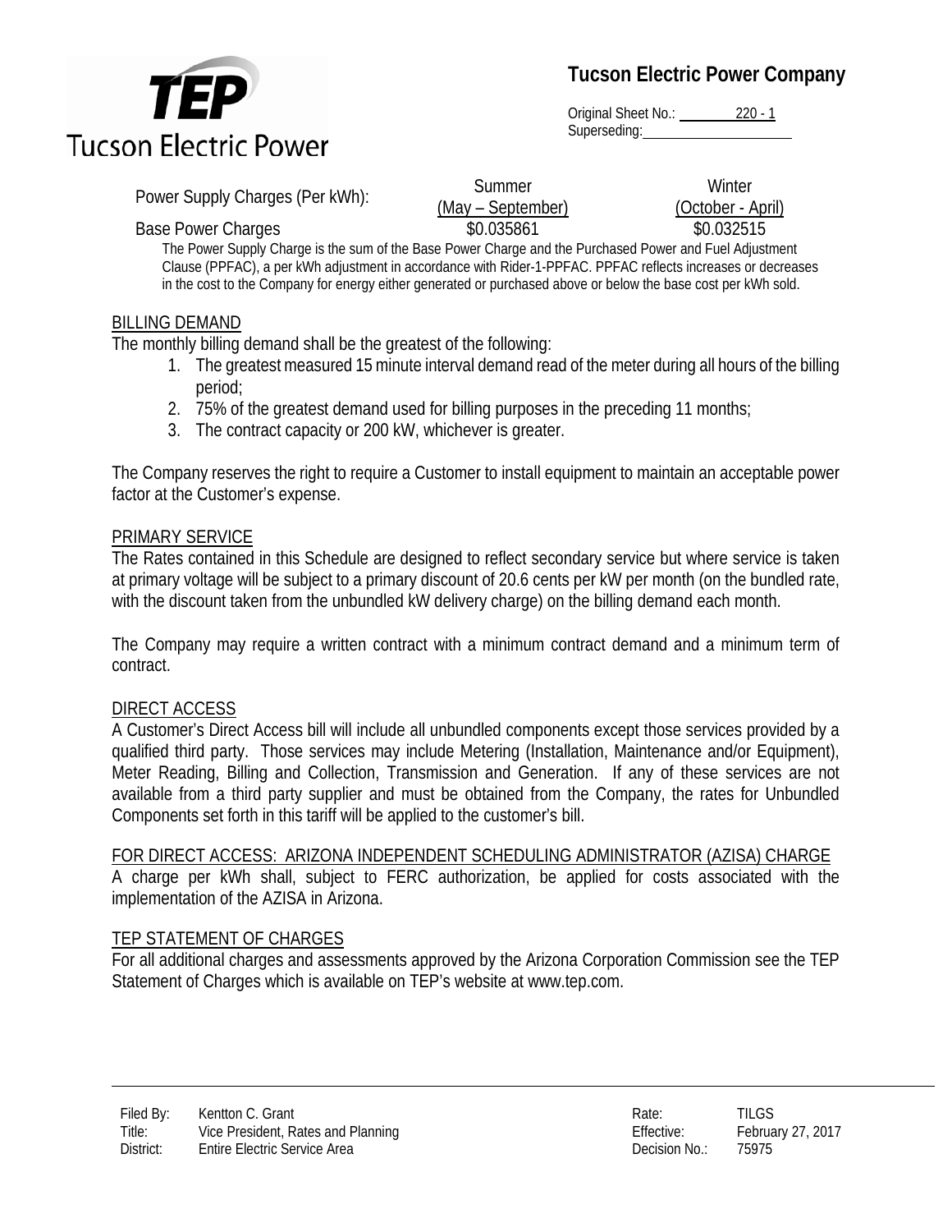| Power Supply Charges (Per kWh): | Summer (May – September) | Winter (October - April) |
|---|---|---|
| Base Power Charges | $0.035861 | $0.032515 |

The Power Supply Charge is the sum of the Base Power Charge and the Purchased Power and Fuel Adjustment Clause (PPFAC), a per kWh adjustment in accordance with Rider-1-PPFAC. PPFAC reflects increases or decreases in the cost to the Company for energy either generated or purchased above or below the base cost per kWh sold.

## BILLING DEMAND

The monthly billing demand shall be the greatest of the following:

1. The greatest measured 15 minute interval demand read of the meter during all hours of the billing period;
2. 75% of the greatest demand used for billing purposes in the preceding 11 months;
3. The contract capacity or 200 kW, whichever is greater.

The Company reserves the right to require a Customer to install equipment to maintain an acceptable power factor at the Customer's expense.

## PRIMARY SERVICE

The Rates contained in this Schedule are designed to reflect secondary service but where service is taken at primary voltage will be subject to a primary discount of 20.6 cents per kW per month (on the bundled rate, with the discount taken from the unbundled kW delivery charge) on the billing demand each month.

The Company may require a written contract with a minimum contract demand and a minimum term of contract.

## DIRECT ACCESS

A Customer's Direct Access bill will include all unbundled components except those services provided by a qualified third party. Those services may include Metering (Installation, Maintenance and/or Equipment), Meter Reading, Billing and Collection, Transmission and Generation. If any of these services are not available from a third party supplier and must be obtained from the Company, the rates for Unbundled Components set forth in this tariff will be applied to the customer's bill.

## FOR DIRECT ACCESS: ARIZONA INDEPENDENT SCHEDULING ADMINISTRATOR (AZISA) CHARGE

A charge per kWh shall, subject to FERC authorization, be applied for costs associated with the implementation of the AZISA in Arizona.

## TEP STATEMENT OF CHARGES

For all additional charges and assessments approved by the Arizona Corporation Commission see the TEP Statement of Charges which is available on TEP's website at www.tep.com.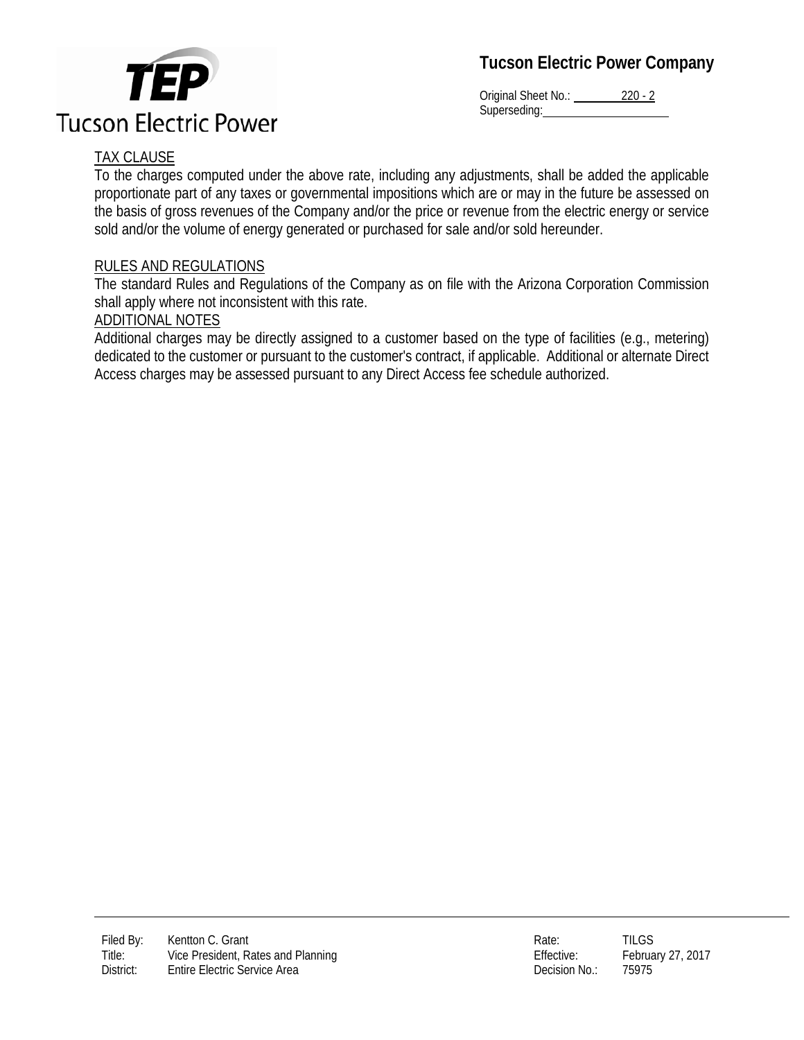## TAX CLAUSE

To the charges computed under the above rate, including any adjustments, shall be added the applicable proportionate part of any taxes or governmental impositions which are or may in the future be assessed on the basis of gross revenues of the Company and/or the price or revenue from the electric energy or service sold and/or the volume of energy generated or purchased for sale and/or sold hereunder.

## RULES AND REGULATIONS

The standard Rules and Regulations of the Company as on file with the Arizona Corporation Commission shall apply where not inconsistent with this rate.

## ADDITIONAL NOTES

Additional charges may be directly assigned to a customer based on the type of facilities (e.g., metering) dedicated to the customer or pursuant to the customer's contract, if applicable. Additional or alternate Direct Access charges may be assessed pursuant to any Direct Access fee schedule authorized.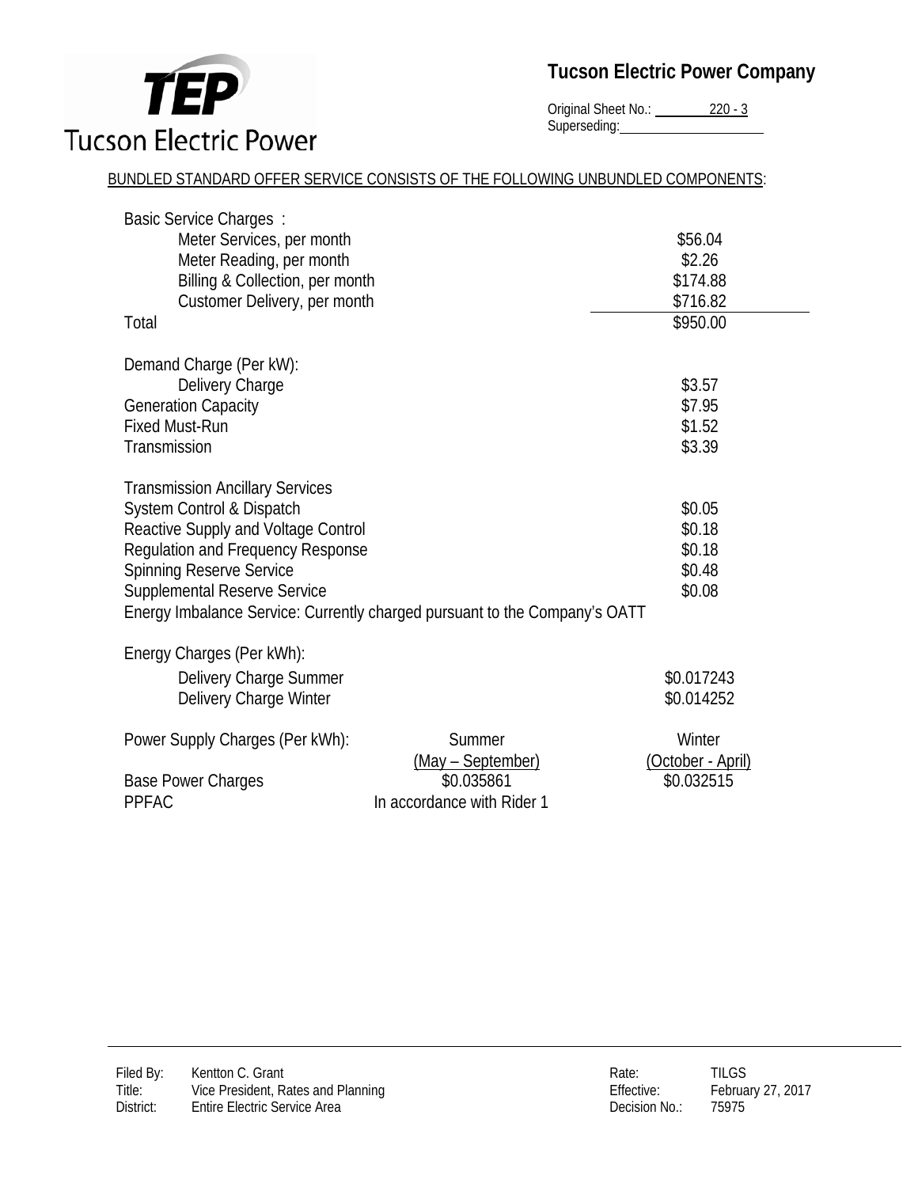**Tucson Electric Power Company**

Original Sheet No.: 220 - 3
Superseding:

BUNDLED STANDARD OFFER SERVICE CONSISTS OF THE FOLLOWING UNBUNDLED COMPONENTS:

| | | |
|---|---|---|
| Basic Service Charges : | | |
| Meter Services, per month | | $56.04 |
| Meter Reading, per month | | $2.26 |
| Billing & Collection, per month | | $174.88 |
| Customer Delivery, per month | | $716.82 |
| Total | | $950.00 |
| | | |
| Demand Charge (Per kW): | | |
| Delivery Charge | | $3.57 |
| Generation Capacity | | $7.95 |
| Fixed Must-Run | | $1.52 |
| Transmission | | $3.39 |
| | | |
| Transmission Ancillary Services | | |
| System Control & Dispatch | | $0.05 |
| Reactive Supply and Voltage Control | | $0.18 |
| Regulation and Frequency Response | | $0.18 |
| Spinning Reserve Service | | $0.48 |
| Supplemental Reserve Service | | $0.08 |
| Energy Imbalance Service: Currently charged pursuant to the Company's OATT | | |
| | | |
| Energy Charges (Per kWh): | | |
| Delivery Charge Summer | | $0.017243 |
| Delivery Charge Winter | | $0.014252 |
| | | |
| Power Supply Charges (Per kWh): | Summer (May – September) | Winter (October - April) |
| Base Power Charges | $0.035861 | $0.032515 |
| PPFAC | In accordance with Rider 1 | |

Filed By: Kentton C. Grant
Title: Vice President, Rates and Planning
District: Entire Electric Service Area

Rate: TILGS
Effective: February 27, 2017
Decision No.: 75975